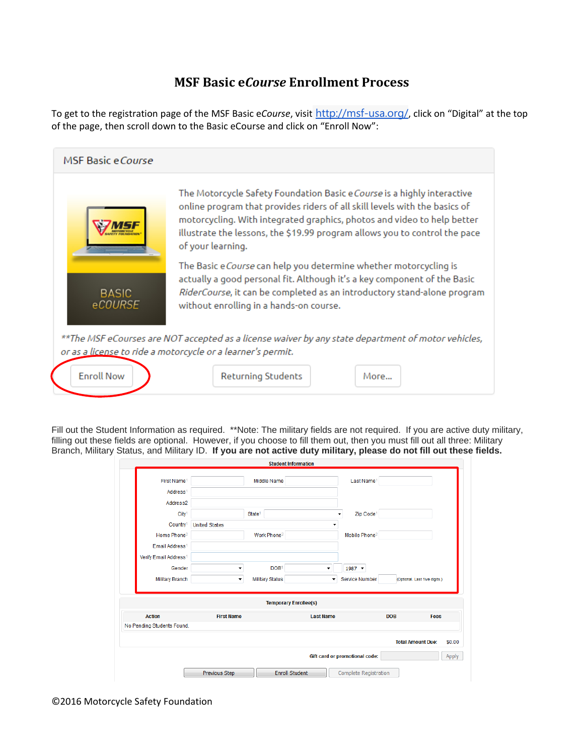# MSF Basic e*Course* Enrollment Process

To get to the registration page of the MSF Basic e*Course*, visit http://msf-usa.org/, click on "Digital" at the top of the page, then scroll down to the Basic eCourse and click on "Enroll Now":

MSF Basic e*Course*

The Motorcycle Safety Foundation Basic e*Course* is a highly interactive online program that provides riders of all skill levels with the basics of motorcycling. With integrated graphics, photos and video to help better illustrate the lessons, the $19.99 program allows you to control the pace of your learning.

The Basic e*Course* can help you determine whether motorcycling is actually a good personal fit. Although it's a key component of the Basic *RiderCourse*, it can be completed as an introductory stand-alone program without enrolling in a hands-on course.

*\*\*The MSF eCourses are NOT accepted as a license waiver by any state department of motor vehicles, or as a license to ride a motorcycle or a learner's permit.*

Enroll Now | Returning Students | More...

Fill out the Student Information as required. **Note: The military fields are not required. If you are active duty military, filling out these fields are optional. However, if you choose to fill them out, then you must fill out all three: Military Branch, Military Status, and Military ID. **If you are not active duty military, please do not fill out these fields.**

**Student Information**

First Name | Middle Name | Last Name
Address
Address2
City | State | Zip Code
Country: United States
Home Phone | Work Phone | Mobile Phone
Email Address
Verify Email Address
Gender | DOB: 1987
Military Branch | Military Status | Service Number (Optional. Last five digits.)

**Temporary Enrollee(s)**

| Action | First Name | Last Name | DOB | Fees |
|---|---|---|---|---|
| No Pending Students Found. | | | | |

**Total Amount Due:** $0.00

**Gift card or promotional code:** Apply

Previous Step | Enroll Student | Complete Registration

©2016 Motorcycle Safety Foundation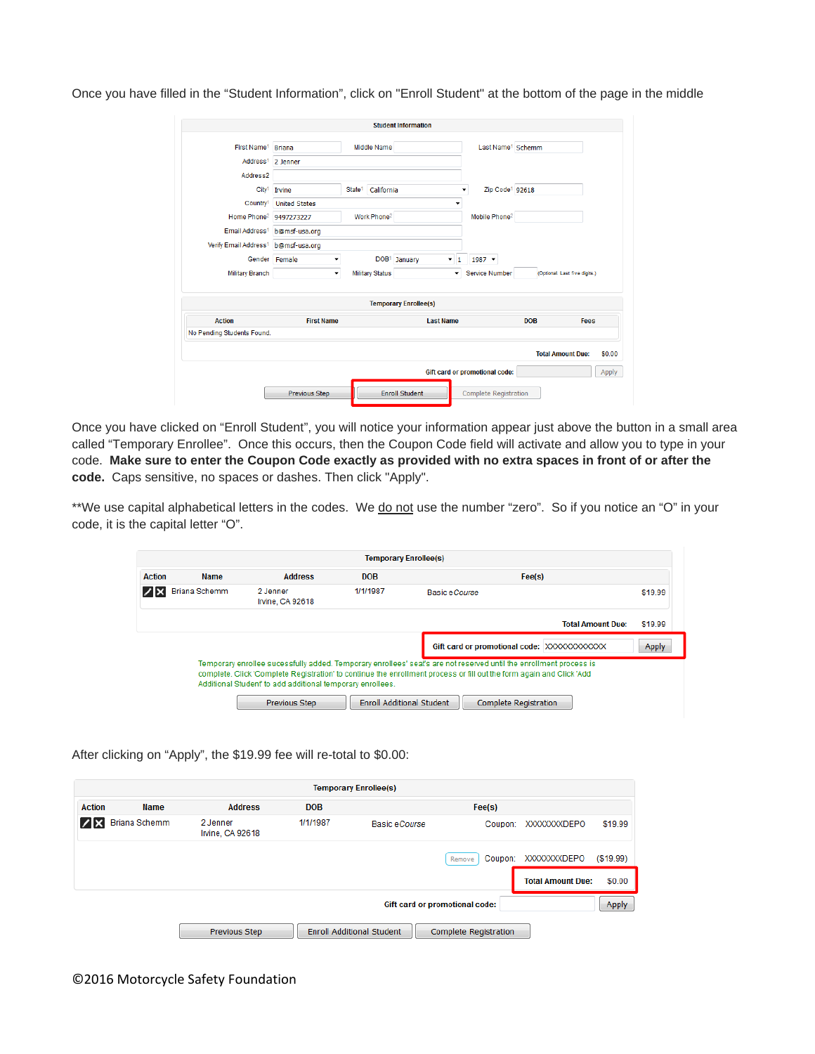Once you have filled in the "Student Information", click on "Enroll Student" at the bottom of the page in the middle

Student Information

| | | | | | |
|---|---|---|---|---|---|
| First Name[1] | Briana | Middle Name | | Last Name[1] | Schemm |
| Address[1] | 2 Jenner | | | | |
| Address2 | | | | | |
| City[1] | Irvine | State[1] | California | Zip Code[1] | 92618 |
| Country[1] | United States | | | | |
| Home Phone[2] | 9497273227 | Work Phone[2] | | Mobile Phone[2] | |
| Email Address[1] | b@msf-usa.org | | | | |
| Verify Email Address[1] | b@msf-usa.org | | | | |
| Gender | Female | DOB[1] | January 1 1987 | | |
| Military Branch | | Military Status | | Service Number | (Optional. Last five digits.) |

Temporary Enrollee(s)

| Action | First Name | Last Name | DOB | Fees |
|---|---|---|---|---|
| No Pending Students Found. | | | | |

Total Amount Due: $0.00

Gift card or promotional code: [ ] Apply

Previous Step | Enroll Student | Complete Registration

Once you have clicked on "Enroll Student", you will notice your information appear just above the button in a small area called "Temporary Enrollee". Once this occurs, then the Coupon Code field will activate and allow you to type in your code. **Make sure to enter the Coupon Code exactly as provided with no extra spaces in front of or after the code.** Caps sensitive, no spaces or dashes. Then click "Apply".

**We use capital alphabetical letters in the codes. We do not use the number "zero". So if you notice an "O" in your code, it is the capital letter "O".

Temporary Enrollee(s)

| Action | Name | Address | DOB | Fee(s) | |
|---|---|---|---|---|---|
| | Briana Schemm | 2 Jenner Irvine, CA 92618 | 1/1/1987 | Basic e*Course* | $19.99 |

Total Amount Due: $19.99

Gift card or promotional code: XXXXXXXXXXXX Apply

Temporary enrollee sucessfully added. Temporary enrollees' seats are not reserved until the enrollment process is complete. Click 'Complete Registration' to continue the enrollment process or fill out the form again and Click 'Add Additional Student' to add additional temporary enrollees.

Previous Step | Enroll Additional Student | Complete Registration

After clicking on "Apply", the $19.99 fee will re-total to $0.00:

Temporary Enrollee(s)

| Action | Name | Address | DOB | Fee(s) | | |
|---|---|---|---|---|---|---|
| | Briana Schemm | 2 Jenner Irvine, CA 92618 | 1/1/1987 | Basic e*Course* | Coupon: XXXXXXXXDEPO | $19.99 |
| | | | | Remove | Coupon: XXXXXXXXDEPO | ($19.99) |

Total Amount Due: $0.00

Gift card or promotional code: [ ] Apply

Previous Step | Enroll Additional Student | Complete Registration

©2016 Motorcycle Safety Foundation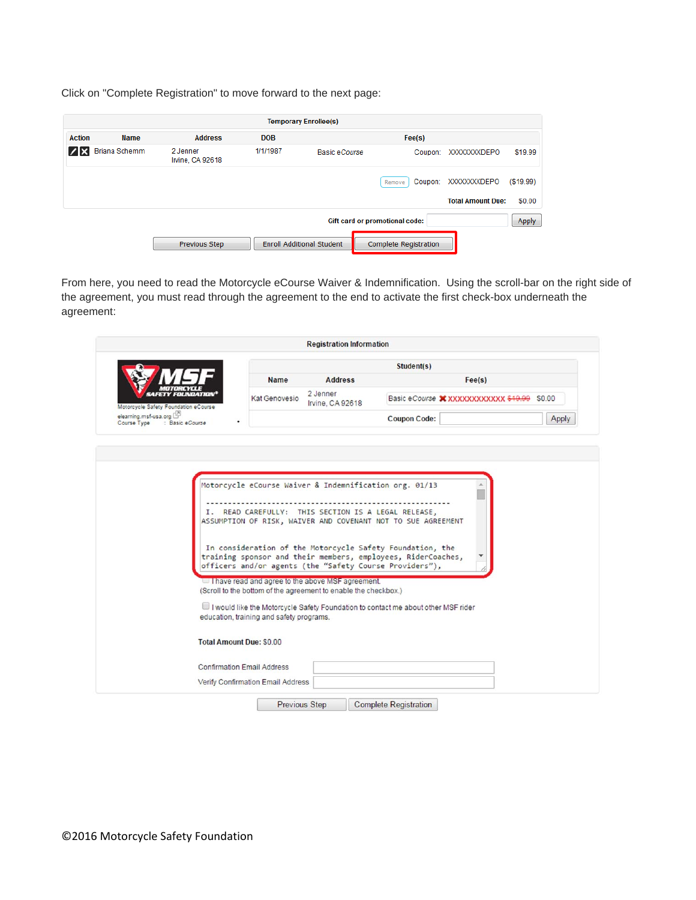Click on "Complete Registration" to move forward to the next page:

| Temporary Enrollee(s) | | | | | | | |
|---|---|---|---|---|---|---|---|
| Action | Name | Address | DOB | Fee(s) | | | |
| | Briana Schemm | 2 Jenner Irvine, CA 92618 | 1/1/1987 | Basic eCourse | Coupon: | XXXXXXXXDEPO | $19.99 |
| | | | | Remove | Coupon: | XXXXXXXXDEPO | ($19.99) |
| | | | | | | Total Amount Due: | $0.00 |

Gift card or promotional code: [ ] Apply

Previous Step | Enroll Additional Student | Complete Registration

From here, you need to read the Motorcycle eCourse Waiver & Indemnification. Using the scroll-bar on the right side of the agreement, you must read through the agreement to the end to activate the first check-box underneath the agreement:

**Registration Information**

MSF MOTORCYCLE SAFETY FOUNDATION
Motorcycle Safety Foundation eCourse
elearning.msf-usa.org
Course Type : Basic eCourse

| Student(s) | | |
|---|---|---|
| Name | Address | Fee(s) |
| Kat Genovesio | 2 Jenner Irvine, CA 92618 | Basic eCourse XXXXXXXXXXXX ~~$19.99~~ $0.00 |

Coupon Code: [ ] Apply

```
Motorcycle eCourse Waiver & Indemnification org. 01/13

 ------------------------------------------------------------
 I.  READ CAREFULLY:  THIS SECTION IS A LEGAL RELEASE,
ASSUMPTION OF RISK, WAIVER AND COVENANT NOT TO SUE AGREEMENT


 In consideration of the Motorcycle Safety Foundation, the
training sponsor and their members, employees, RiderCoaches,
officers and/or agents (the "Safety Course Providers"),
```

☐ I have read and agree to the above MSF agreement.
(Scroll to the bottom of the agreement to enable the checkbox.)

☐ I would like the Motorcycle Safety Foundation to contact me about other MSF rider education, training and safety programs.

**Total Amount Due:** $0.00

Confirmation Email Address [ ]

Verify Confirmation Email Address [ ]

Previous Step | Complete Registration

©2016 Motorcycle Safety Foundation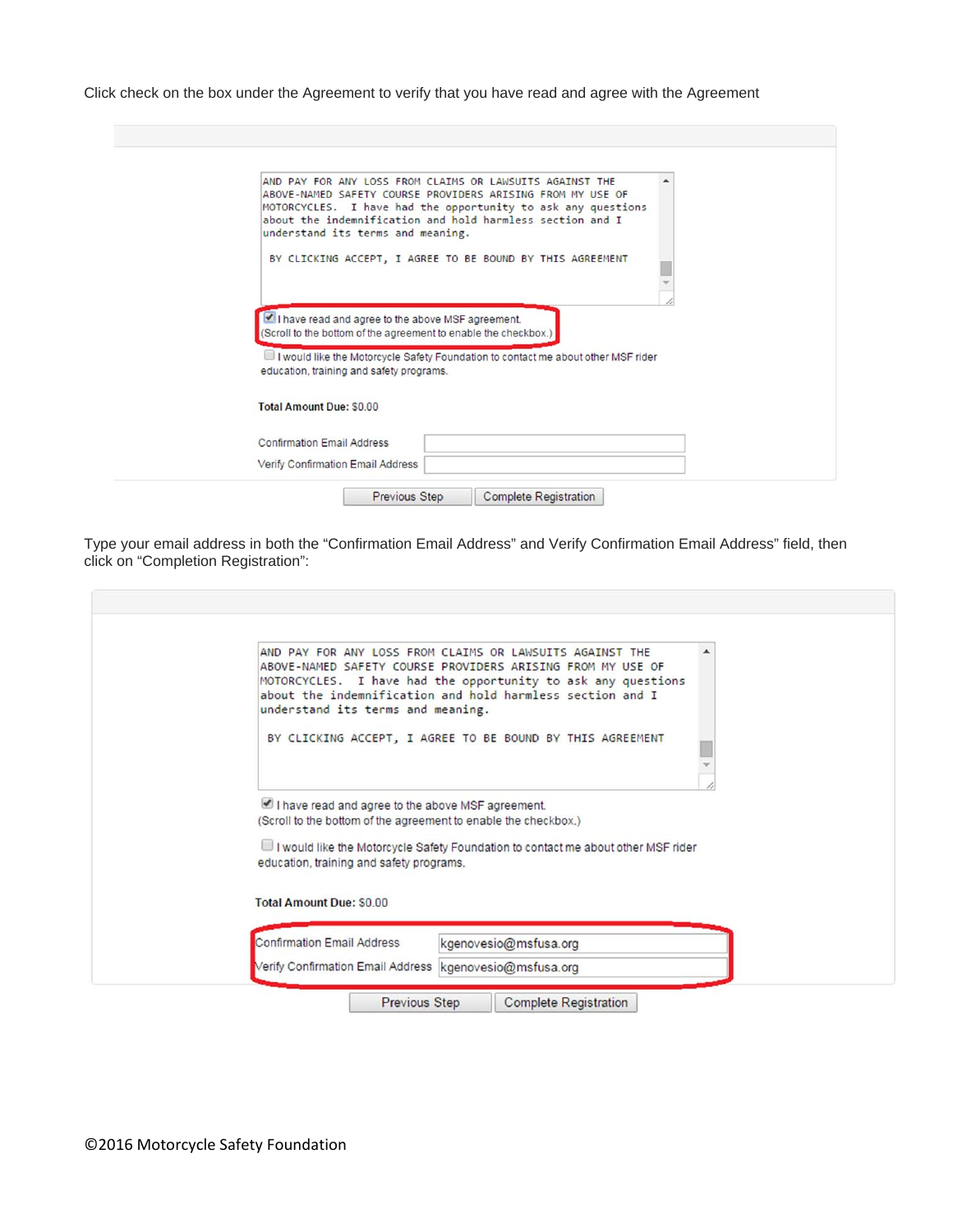Click check on the box under the Agreement to verify that you have read and agree with the Agreement

```
AND PAY FOR ANY LOSS FROM CLAIMS OR LAWSUITS AGAINST THE
ABOVE-NAMED SAFETY COURSE PROVIDERS ARISING FROM MY USE OF
MOTORCYCLES.  I have had the opportunity to ask any questions
about the indemnification and hold harmless section and I
understand its terms and meaning.

 BY CLICKING ACCEPT, I AGREE TO BE BOUND BY THIS AGREEMENT
```

☑ I have read and agree to the above MSF agreement.
(Scroll to the bottom of the agreement to enable the checkbox.)

☐ I would like the Motorcycle Safety Foundation to contact me about other MSF rider education, training and safety programs.

**Total Amount Due:** $0.00

Confirmation Email Address
Verify Confirmation Email Address

Previous Step | Complete Registration

Type your email address in both the "Confirmation Email Address" and Verify Confirmation Email Address" field, then click on "Completion Registration":

```
AND PAY FOR ANY LOSS FROM CLAIMS OR LAWSUITS AGAINST THE
ABOVE-NAMED SAFETY COURSE PROVIDERS ARISING FROM MY USE OF
MOTORCYCLES.  I have had the opportunity to ask any questions
about the indemnification and hold harmless section and I
understand its terms and meaning.

 BY CLICKING ACCEPT, I AGREE TO BE BOUND BY THIS AGREEMENT
```

☑ I have read and agree to the above MSF agreement.
(Scroll to the bottom of the agreement to enable the checkbox.)

☐ I would like the Motorcycle Safety Foundation to contact me about other MSF rider education, training and safety programs.

**Total Amount Due:** $0.00

Confirmation Email Address: kgenovesio@msfusa.org
Verify Confirmation Email Address: kgenovesio@msfusa.org

Previous Step | Complete Registration

©2016 Motorcycle Safety Foundation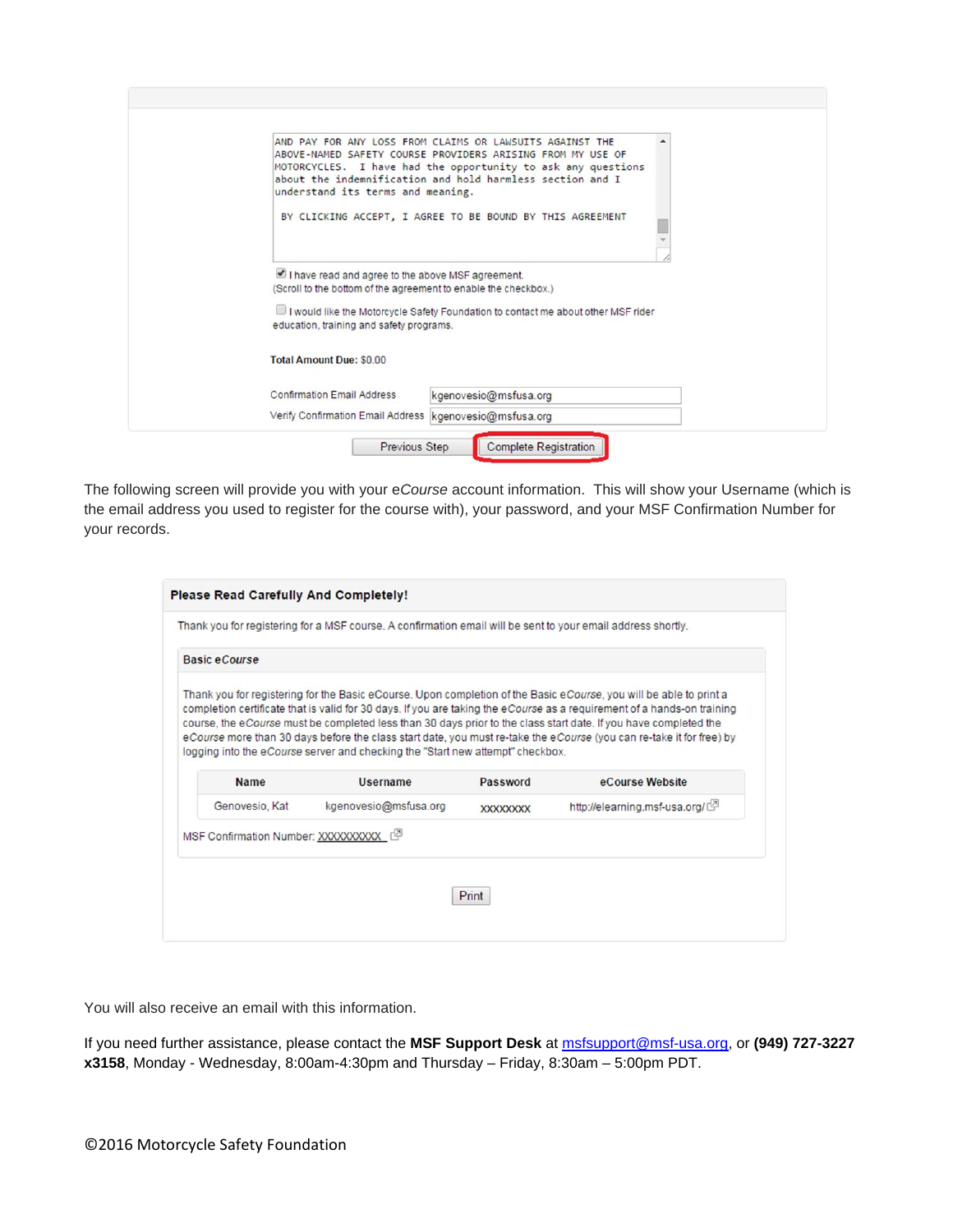AND PAY FOR ANY LOSS FROM CLAIMS OR LAWSUITS AGAINST THE ABOVE-NAMED SAFETY COURSE PROVIDERS ARISING FROM MY USE OF MOTORCYCLES. I have had the opportunity to ask any questions about the indemnification and hold harmless section and I understand its terms and meaning.

BY CLICKING ACCEPT, I AGREE TO BE BOUND BY THIS AGREEMENT

☑ I have read and agree to the above MSF agreement.
(Scroll to the bottom of the agreement to enable the checkbox.)

☐ I would like the Motorcycle Safety Foundation to contact me about other MSF rider education, training and safety programs.

**Total Amount Due:** $0.00

Confirmation Email Address: kgenovesio@msfusa.org
Verify Confirmation Email Address: kgenovesio@msfusa.org

Previous Step | Complete Registration

The following screen will provide you with your e*Course* account information. This will show your Username (which is the email address you used to register for the course with), your password, and your MSF Confirmation Number for your records.

**Please Read Carefully And Completely!**

Thank you for registering for a MSF course. A confirmation email will be sent to your email address shortly.

**Basic e*Course***

Thank you for registering for the Basic eCourse. Upon completion of the Basic e*Course*, you will be able to print a completion certificate that is valid for 30 days. If you are taking the e*Course* as a requirement of a hands-on training course, the e*Course* must be completed less than 30 days prior to the class start date. If you have completed the e*Course* more than 30 days before the class start date, you must re-take the e*Course* (you can re-take it for free) by logging into the e*Course* server and checking the "Start new attempt" checkbox.

| Name | Username | Password | eCourse Website |
|---|---|---|---|
| Genovesio, Kat | kgenovesio@msfusa.org | XXXXXXXX | http://elearning.msf-usa.org/ |

MSF Confirmation Number: XXXXXXXXXX

Print

You will also receive an email with this information.

If you need further assistance, please contact the **MSF Support Desk** at msfsupport@msf-usa.org, or **(949) 727-3227 x3158**, Monday - Wednesday, 8:00am-4:30pm and Thursday – Friday, 8:30am – 5:00pm PDT.

©2016 Motorcycle Safety Foundation